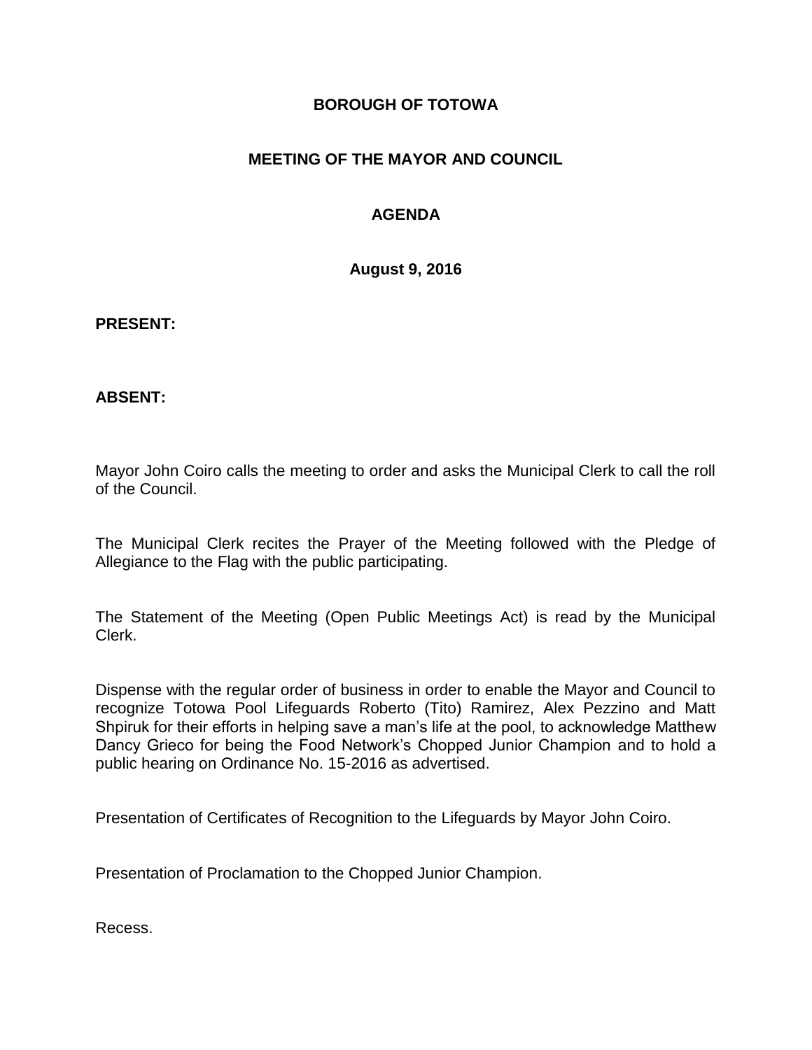# BOROUGH OF TOTOWA

## MEETING OF THE MAYOR AND COUNCIL

## AGENDA

**August 9, 2016**

**PRESENT:**

**ABSENT:**

Mayor John Coiro calls the meeting to order and asks the Municipal Clerk to call the roll of the Council.

The Municipal Clerk recites the Prayer of the Meeting followed with the Pledge of Allegiance to the Flag with the public participating.

The Statement of the Meeting (Open Public Meetings Act) is read by the Municipal Clerk.

Dispense with the regular order of business in order to enable the Mayor and Council to recognize Totowa Pool Lifeguards Roberto (Tito) Ramirez, Alex Pezzino and Matt Shpiruk for their efforts in helping save a man's life at the pool, to acknowledge Matthew Dancy Grieco for being the Food Network's Chopped Junior Champion and to hold a public hearing on Ordinance No. 15-2016 as advertised.

Presentation of Certificates of Recognition to the Lifeguards by Mayor John Coiro.

Presentation of Proclamation to the Chopped Junior Champion.

Recess.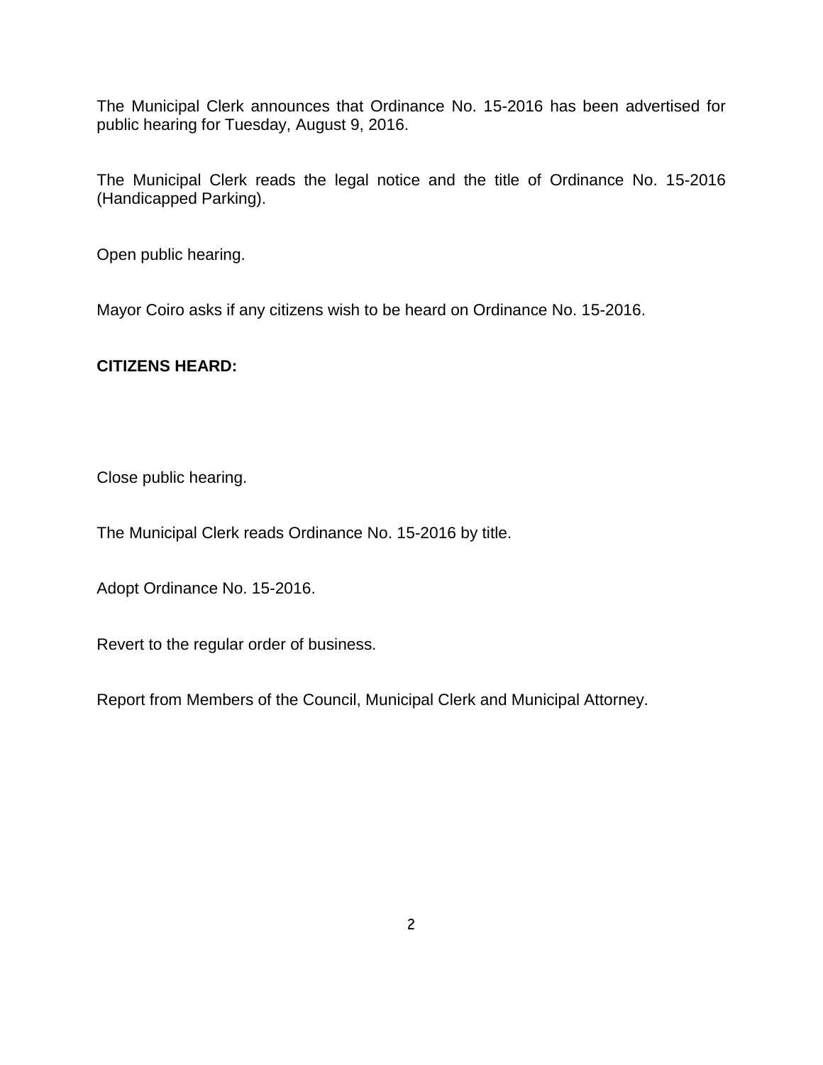The Municipal Clerk announces that Ordinance No. 15-2016 has been advertised for public hearing for Tuesday, August 9, 2016.

The Municipal Clerk reads the legal notice and the title of Ordinance No. 15-2016 (Handicapped Parking).

Open public hearing.

Mayor Coiro asks if any citizens wish to be heard on Ordinance No. 15-2016.

**CITIZENS HEARD:**

Close public hearing.

The Municipal Clerk reads Ordinance No. 15-2016 by title.

Adopt Ordinance No. 15-2016.

Revert to the regular order of business.

Report from Members of the Council, Municipal Clerk and Municipal Attorney.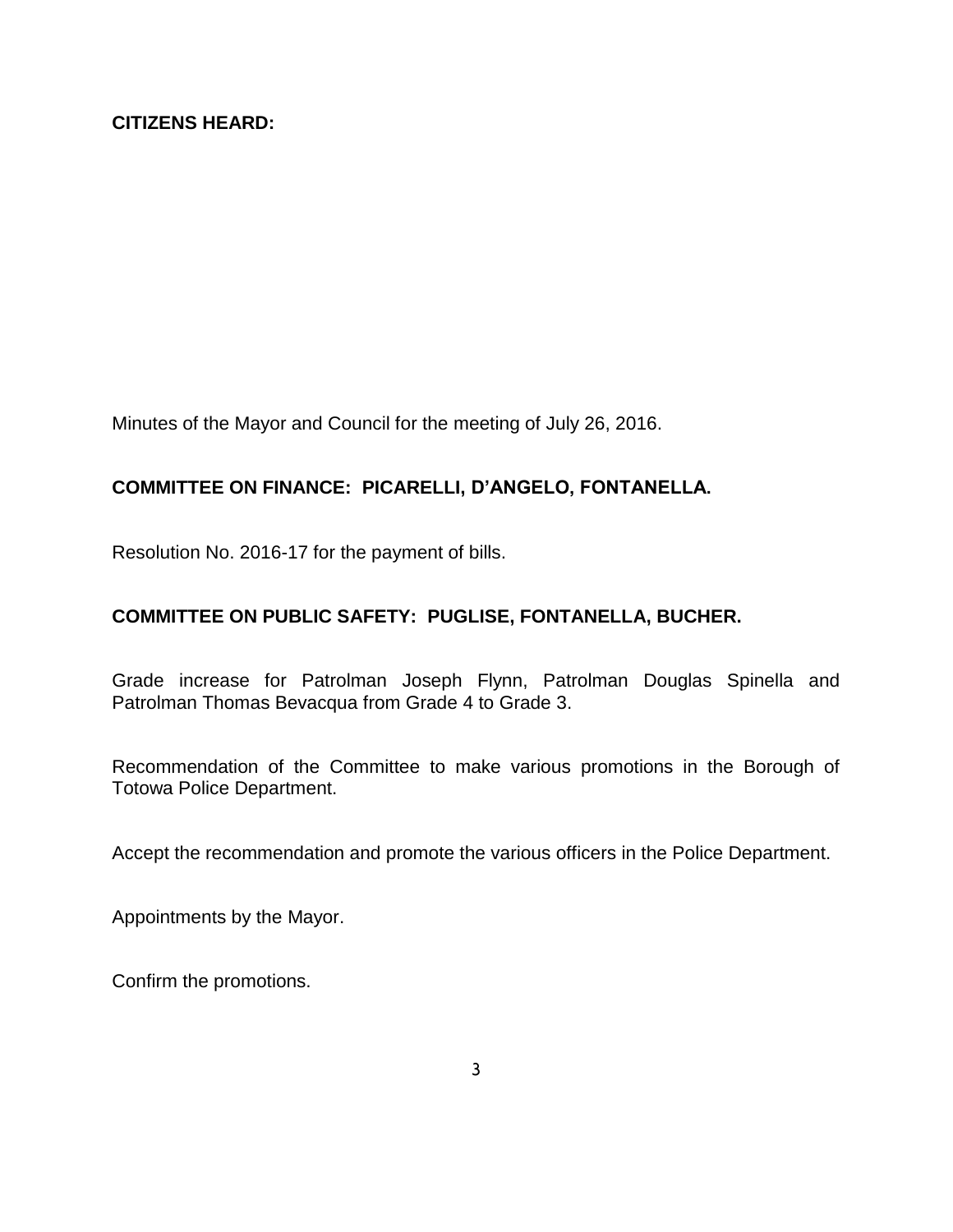**CITIZENS HEARD:**

Minutes of the Mayor and Council for the meeting of July 26, 2016.

**COMMITTEE ON FINANCE: PICARELLI, D'ANGELO, FONTANELLA.**

Resolution No. 2016-17 for the payment of bills.

**COMMITTEE ON PUBLIC SAFETY: PUGLISE, FONTANELLA, BUCHER.**

Grade increase for Patrolman Joseph Flynn, Patrolman Douglas Spinella and Patrolman Thomas Bevacqua from Grade 4 to Grade 3.

Recommendation of the Committee to make various promotions in the Borough of Totowa Police Department.

Accept the recommendation and promote the various officers in the Police Department.

Appointments by the Mayor.

Confirm the promotions.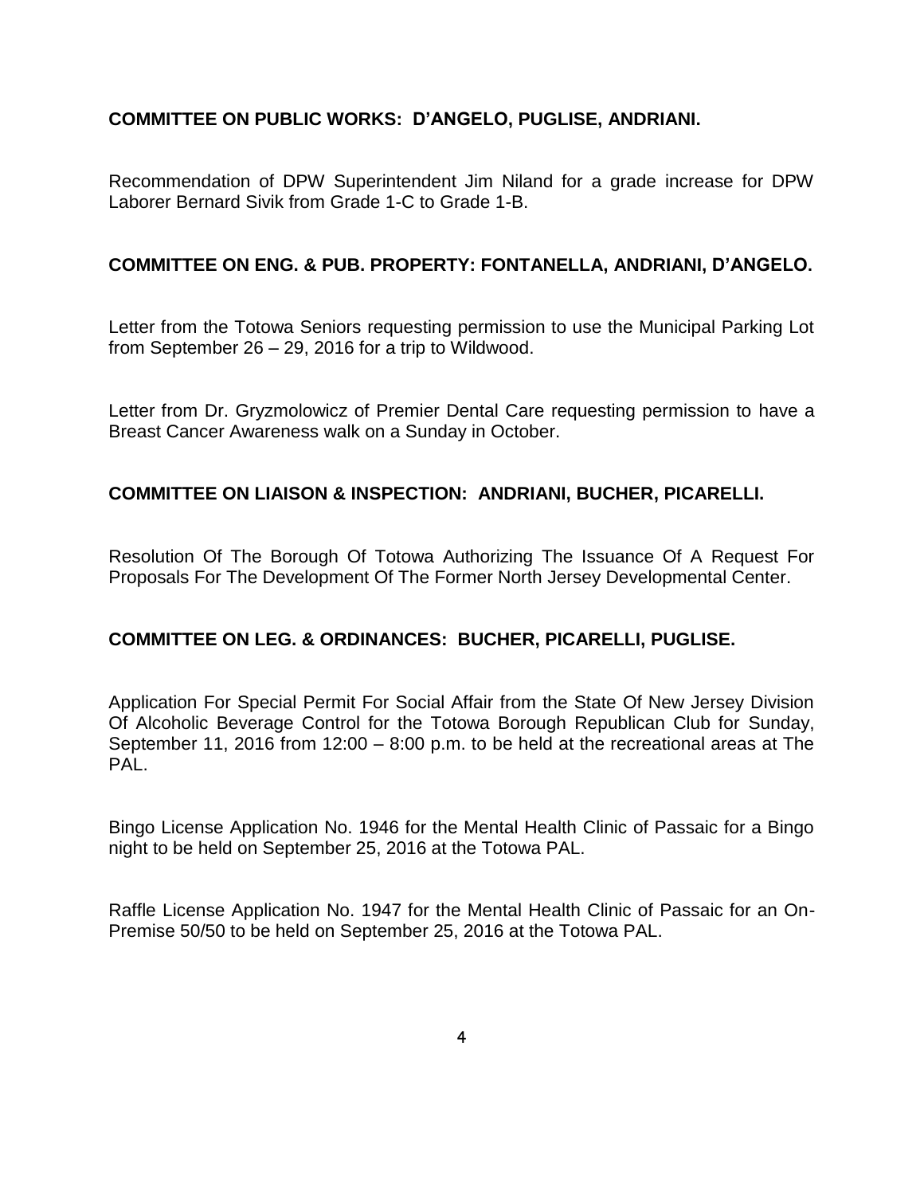**COMMITTEE ON PUBLIC WORKS: D'ANGELO, PUGLISE, ANDRIANI.**

Recommendation of DPW Superintendent Jim Niland for a grade increase for DPW Laborer Bernard Sivik from Grade 1-C to Grade 1-B.

**COMMITTEE ON ENG. & PUB. PROPERTY: FONTANELLA, ANDRIANI, D'ANGELO.**

Letter from the Totowa Seniors requesting permission to use the Municipal Parking Lot from September 26 – 29, 2016 for a trip to Wildwood.

Letter from Dr. Gryzmolowicz of Premier Dental Care requesting permission to have a Breast Cancer Awareness walk on a Sunday in October.

**COMMITTEE ON LIAISON & INSPECTION: ANDRIANI, BUCHER, PICARELLI.**

Resolution Of The Borough Of Totowa Authorizing The Issuance Of A Request For Proposals For The Development Of The Former North Jersey Developmental Center.

**COMMITTEE ON LEG. & ORDINANCES: BUCHER, PICARELLI, PUGLISE.**

Application For Special Permit For Social Affair from the State Of New Jersey Division Of Alcoholic Beverage Control for the Totowa Borough Republican Club for Sunday, September 11, 2016 from 12:00 – 8:00 p.m. to be held at the recreational areas at The PAL.

Bingo License Application No. 1946 for the Mental Health Clinic of Passaic for a Bingo night to be held on September 25, 2016 at the Totowa PAL.

Raffle License Application No. 1947 for the Mental Health Clinic of Passaic for an On-Premise 50/50 to be held on September 25, 2016 at the Totowa PAL.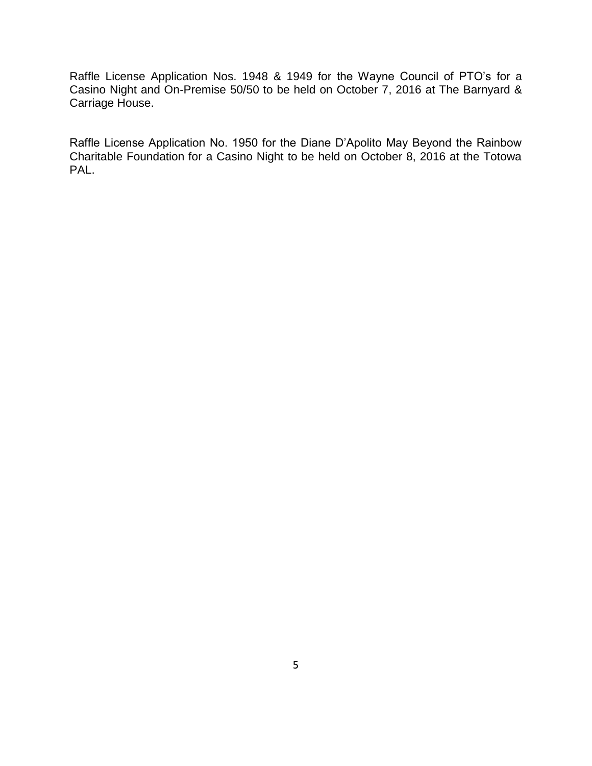Raffle License Application Nos. 1948 & 1949 for the Wayne Council of PTO's for a Casino Night and On-Premise 50/50 to be held on October 7, 2016 at The Barnyard & Carriage House.

Raffle License Application No. 1950 for the Diane D'Apolito May Beyond the Rainbow Charitable Foundation for a Casino Night to be held on October 8, 2016 at the Totowa PAL.